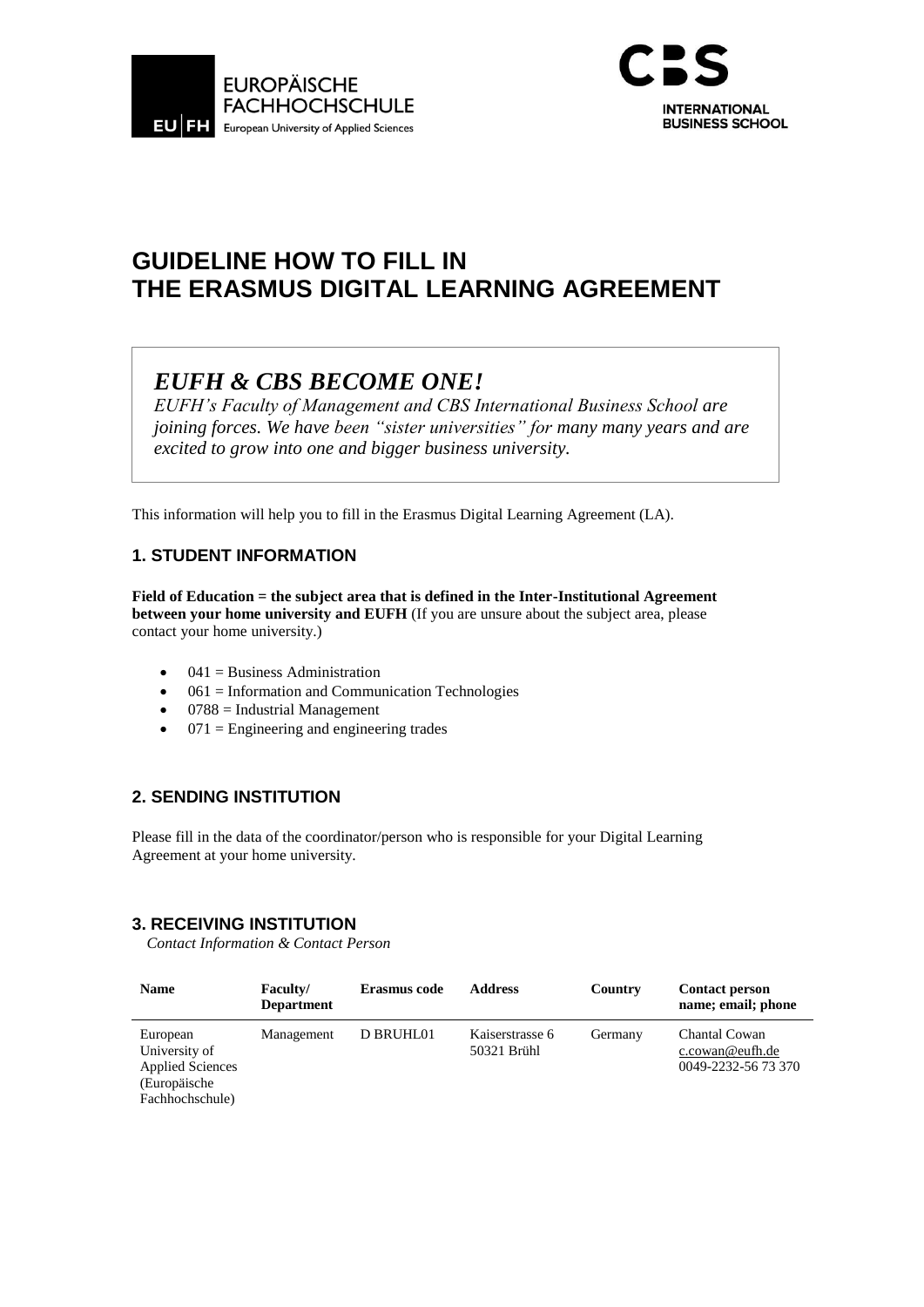# GUIDELINE HOW TO FILL IN THE ERASMUS DIGITAL LEARNING AGREEMENT

## *EUFH & CBS BECOME ONE!*

*EUFH's Faculty of Management and CBS International Business School are joining forces. We have been "sister universities" for many many years and are excited to grow into one and bigger business university.*

This information will help you to fill in the Erasmus Digital Learning Agreement (LA).

### 1. STUDENT INFORMATION

**Field of Education = the subject area that is defined in the Inter-Institutional Agreement between your home university and EUFH** (If you are unsure about the subject area, please contact your home university.)

- 041 = Business Administration
- 061 = Information and Communication Technologies
- 0788 = Industrial Management
- 071 = Engineering and engineering trades

### 2. SENDING INSTITUTION

Please fill in the data of the coordinator/person who is responsible for your Digital Learning Agreement at your home university.

### 3. RECEIVING INSTITUTION

*Contact Information & Contact Person*

| Name | Faculty/ Department | Erasmus code | Address | Country | Contact person name; email; phone |
|---|---|---|---|---|---|
| European University of Applied Sciences (Europäische Fachhochschule) | Management | D BRUHL01 | Kaiserstrasse 6 50321 Brühl | Germany | Chantal Cowan c.cowan@eufh.de 0049-2232-56 73 370 |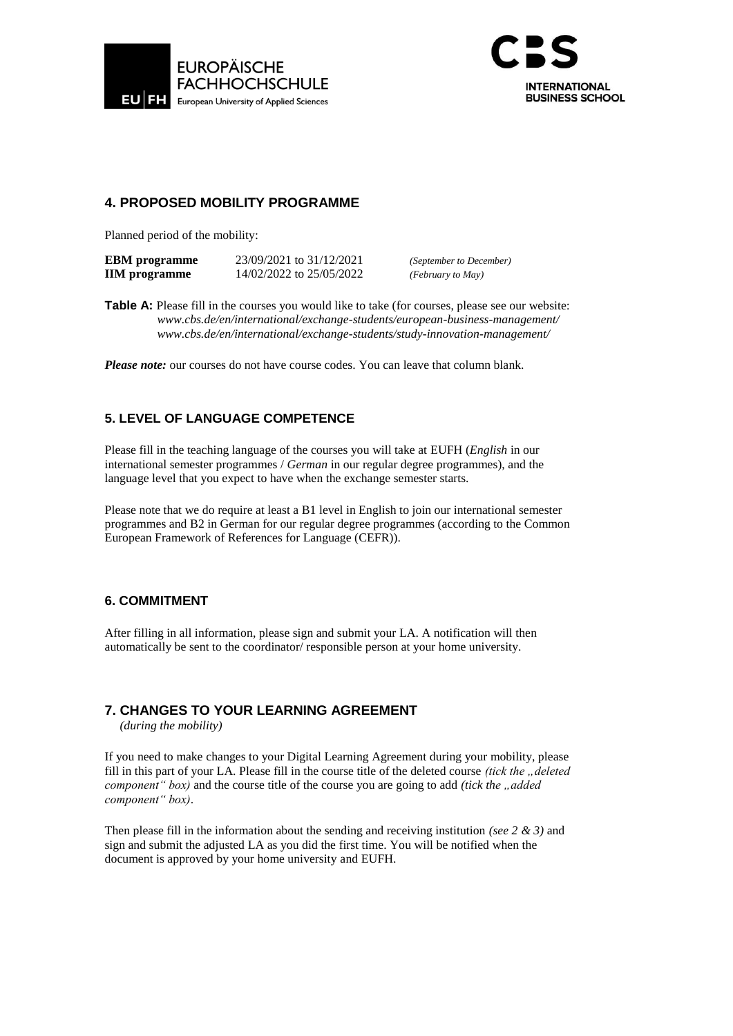## 4. PROPOSED MOBILITY PROGRAMME

Planned period of the mobility:

| | | |
|---|---|---|
| **EBM programme** | 23/09/2021 to 31/12/2021 | *(September to December)* |
| **IIM programme** | 14/02/2022 to 25/05/2022 | *(February to May)* |

**Table A:** Please fill in the courses you would like to take (for courses, please see our website:
*www.cbs.de/en/international/exchange-students/european-business-management/*
*www.cbs.de/en/international/exchange-students/study-innovation-management/*

***Please note:*** our courses do not have course codes. You can leave that column blank.

## 5. LEVEL OF LANGUAGE COMPETENCE

Please fill in the teaching language of the courses you will take at EUFH (*English* in our international semester programmes / *German* in our regular degree programmes), and the language level that you expect to have when the exchange semester starts.

Please note that we do require at least a B1 level in English to join our international semester programmes and B2 in German for our regular degree programmes (according to the Common European Framework of References for Language (CEFR)).

## 6. COMMITMENT

After filling in all information, please sign and submit your LA. A notification will then automatically be sent to the coordinator/ responsible person at your home university.

## 7. CHANGES TO YOUR LEARNING AGREEMENT

*(during the mobility)*

If you need to make changes to your Digital Learning Agreement during your mobility, please fill in this part of your LA. Please fill in the course title of the deleted course *(tick the „deleted component" box)* and the course title of the course you are going to add *(tick the „added component" box)*.

Then please fill in the information about the sending and receiving institution *(see 2 & 3)* and sign and submit the adjusted LA as you did the first time. You will be notified when the document is approved by your home university and EUFH.